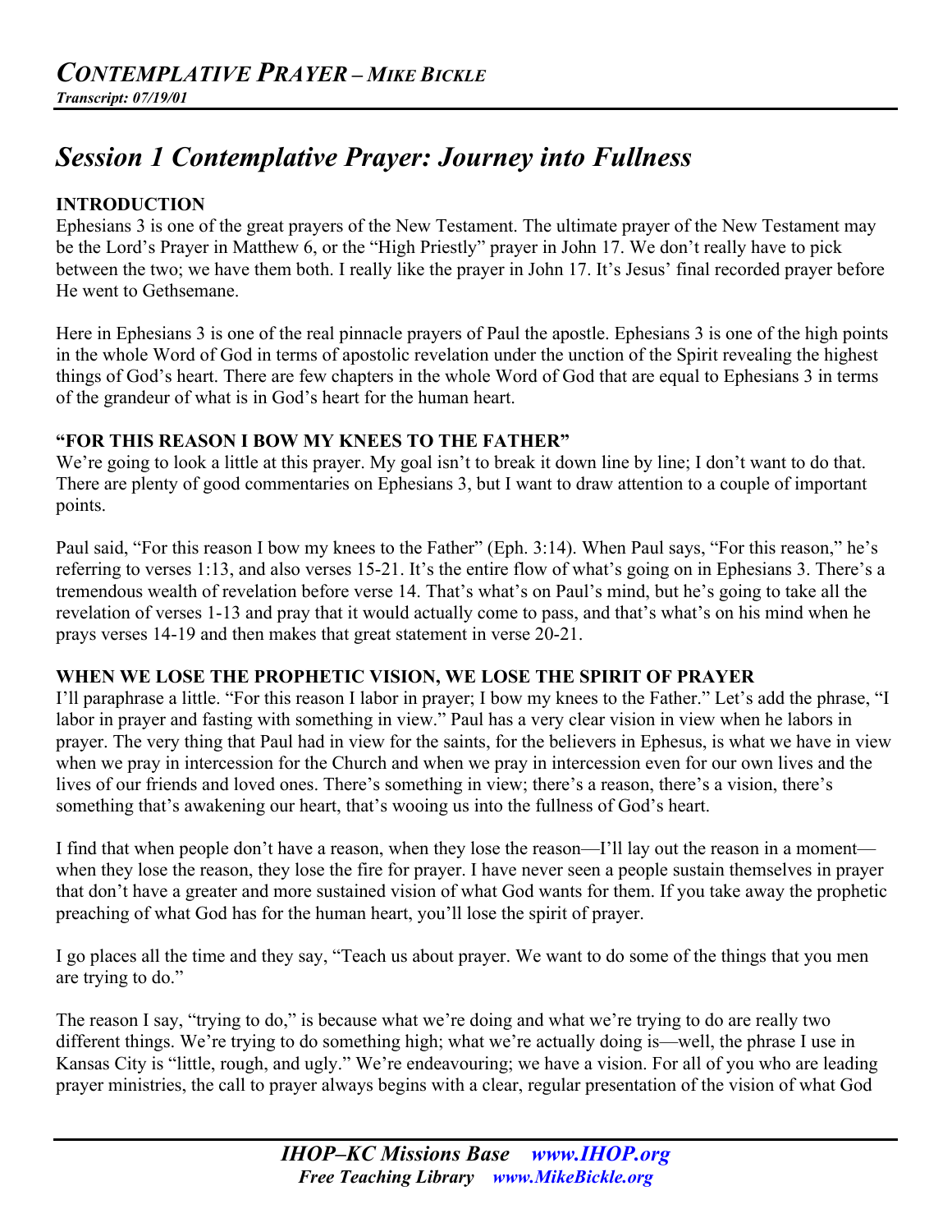# *CONTEMPLATIVE PRAYER – MIKE BICKLE*

***Transcript: 07/19/01***

## *Session 1 Contemplative Prayer: Journey into Fullness*

### INTRODUCTION

Ephesians 3 is one of the great prayers of the New Testament. The ultimate prayer of the New Testament may be the Lord's Prayer in Matthew 6, or the "High Priestly" prayer in John 17. We don't really have to pick between the two; we have them both. I really like the prayer in John 17. It's Jesus' final recorded prayer before He went to Gethsemane.

Here in Ephesians 3 is one of the real pinnacle prayers of Paul the apostle. Ephesians 3 is one of the high points in the whole Word of God in terms of apostolic revelation under the unction of the Spirit revealing the highest things of God's heart. There are few chapters in the whole Word of God that are equal to Ephesians 3 in terms of the grandeur of what is in God's heart for the human heart.

### "FOR THIS REASON I BOW MY KNEES TO THE FATHER"

We're going to look a little at this prayer. My goal isn't to break it down line by line; I don't want to do that. There are plenty of good commentaries on Ephesians 3, but I want to draw attention to a couple of important points.

Paul said, "For this reason I bow my knees to the Father" (Eph. 3:14). When Paul says, "For this reason," he's referring to verses 1:13, and also verses 15-21. It's the entire flow of what's going on in Ephesians 3. There's a tremendous wealth of revelation before verse 14. That's what's on Paul's mind, but he's going to take all the revelation of verses 1-13 and pray that it would actually come to pass, and that's what's on his mind when he prays verses 14-19 and then makes that great statement in verse 20-21.

### WHEN WE LOSE THE PROPHETIC VISION, WE LOSE THE SPIRIT OF PRAYER

I'll paraphrase a little. "For this reason I labor in prayer; I bow my knees to the Father." Let's add the phrase, "I labor in prayer and fasting with something in view." Paul has a very clear vision in view when he labors in prayer. The very thing that Paul had in view for the saints, for the believers in Ephesus, is what we have in view when we pray in intercession for the Church and when we pray in intercession even for our own lives and the lives of our friends and loved ones. There's something in view; there's a reason, there's a vision, there's something that's awakening our heart, that's wooing us into the fullness of God's heart.

I find that when people don't have a reason, when they lose the reason—I'll lay out the reason in a moment—when they lose the reason, they lose the fire for prayer. I have never seen a people sustain themselves in prayer that don't have a greater and more sustained vision of what God wants for them. If you take away the prophetic preaching of what God has for the human heart, you'll lose the spirit of prayer.

I go places all the time and they say, "Teach us about prayer. We want to do some of the things that you men are trying to do."

The reason I say, "trying to do," is because what we're doing and what we're trying to do are really two different things. We're trying to do something high; what we're actually doing is—well, the phrase I use in Kansas City is "little, rough, and ugly." We're endeavouring; we have a vision. For all of you who are leading prayer ministries, the call to prayer always begins with a clear, regular presentation of the vision of what God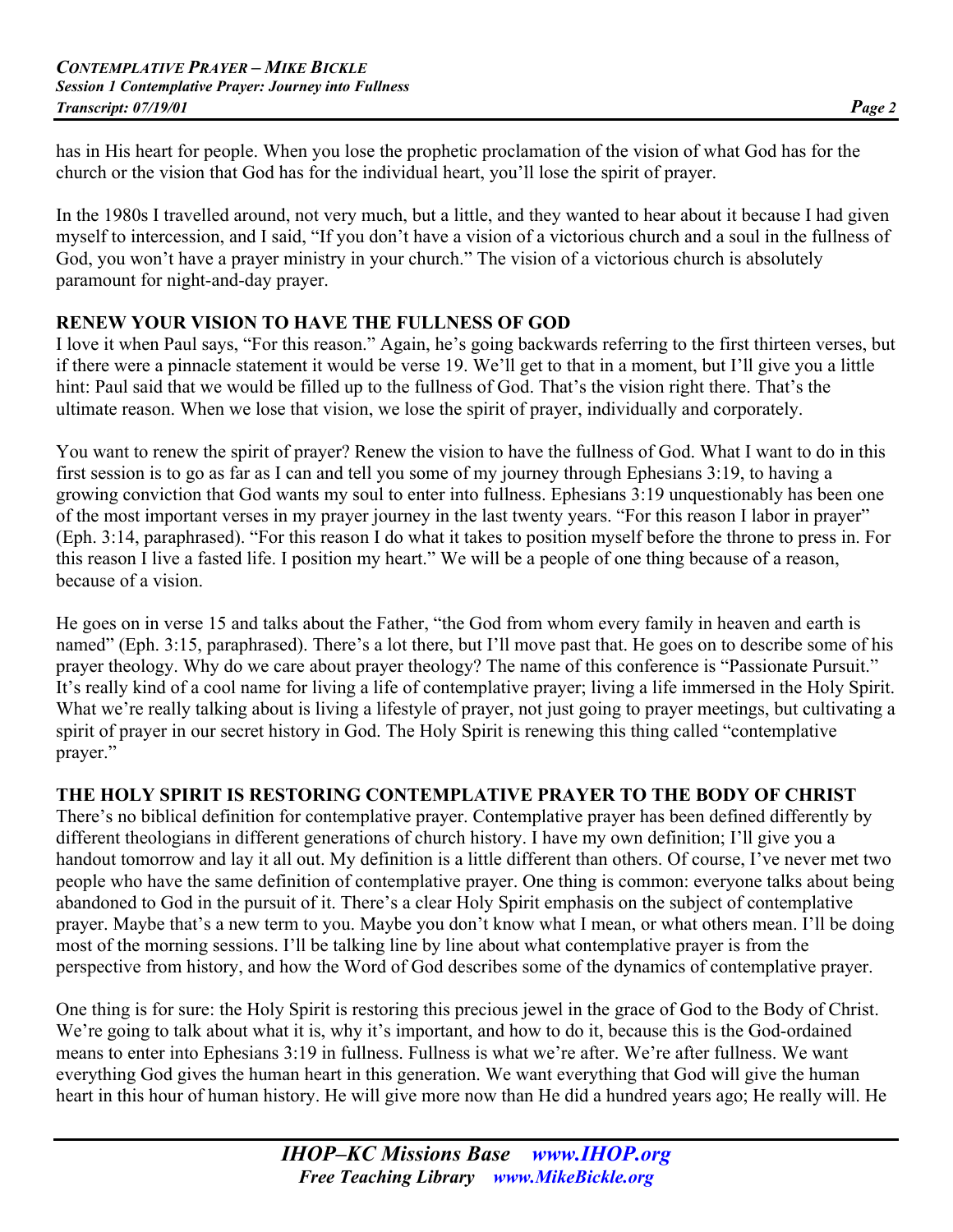has in His heart for people. When you lose the prophetic proclamation of the vision of what God has for the church or the vision that God has for the individual heart, you'll lose the spirit of prayer.

In the 1980s I travelled around, not very much, but a little, and they wanted to hear about it because I had given myself to intercession, and I said, "If you don't have a vision of a victorious church and a soul in the fullness of God, you won't have a prayer ministry in your church." The vision of a victorious church is absolutely paramount for night-and-day prayer.

**RENEW YOUR VISION TO HAVE THE FULLNESS OF GOD**

I love it when Paul says, "For this reason." Again, he's going backwards referring to the first thirteen verses, but if there were a pinnacle statement it would be verse 19. We'll get to that in a moment, but I'll give you a little hint: Paul said that we would be filled up to the fullness of God. That's the vision right there. That's the ultimate reason. When we lose that vision, we lose the spirit of prayer, individually and corporately.

You want to renew the spirit of prayer? Renew the vision to have the fullness of God. What I want to do in this first session is to go as far as I can and tell you some of my journey through Ephesians 3:19, to having a growing conviction that God wants my soul to enter into fullness. Ephesians 3:19 unquestionably has been one of the most important verses in my prayer journey in the last twenty years. "For this reason I labor in prayer" (Eph. 3:14, paraphrased). "For this reason I do what it takes to position myself before the throne to press in. For this reason I live a fasted life. I position my heart." We will be a people of one thing because of a reason, because of a vision.

He goes on in verse 15 and talks about the Father, "the God from whom every family in heaven and earth is named" (Eph. 3:15, paraphrased). There's a lot there, but I'll move past that. He goes on to describe some of his prayer theology. Why do we care about prayer theology? The name of this conference is "Passionate Pursuit." It's really kind of a cool name for living a life of contemplative prayer; living a life immersed in the Holy Spirit. What we're really talking about is living a lifestyle of prayer, not just going to prayer meetings, but cultivating a spirit of prayer in our secret history in God. The Holy Spirit is renewing this thing called "contemplative prayer."

**THE HOLY SPIRIT IS RESTORING CONTEMPLATIVE PRAYER TO THE BODY OF CHRIST**

There's no biblical definition for contemplative prayer. Contemplative prayer has been defined differently by different theologians in different generations of church history. I have my own definition; I'll give you a handout tomorrow and lay it all out. My definition is a little different than others. Of course, I've never met two people who have the same definition of contemplative prayer. One thing is common: everyone talks about being abandoned to God in the pursuit of it. There's a clear Holy Spirit emphasis on the subject of contemplative prayer. Maybe that's a new term to you. Maybe you don't know what I mean, or what others mean. I'll be doing most of the morning sessions. I'll be talking line by line about what contemplative prayer is from the perspective from history, and how the Word of God describes some of the dynamics of contemplative prayer.

One thing is for sure: the Holy Spirit is restoring this precious jewel in the grace of God to the Body of Christ. We're going to talk about what it is, why it's important, and how to do it, because this is the God-ordained means to enter into Ephesians 3:19 in fullness. Fullness is what we're after. We're after fullness. We want everything God gives the human heart in this generation. We want everything that God will give the human heart in this hour of human history. He will give more now than He did a hundred years ago; He really will. He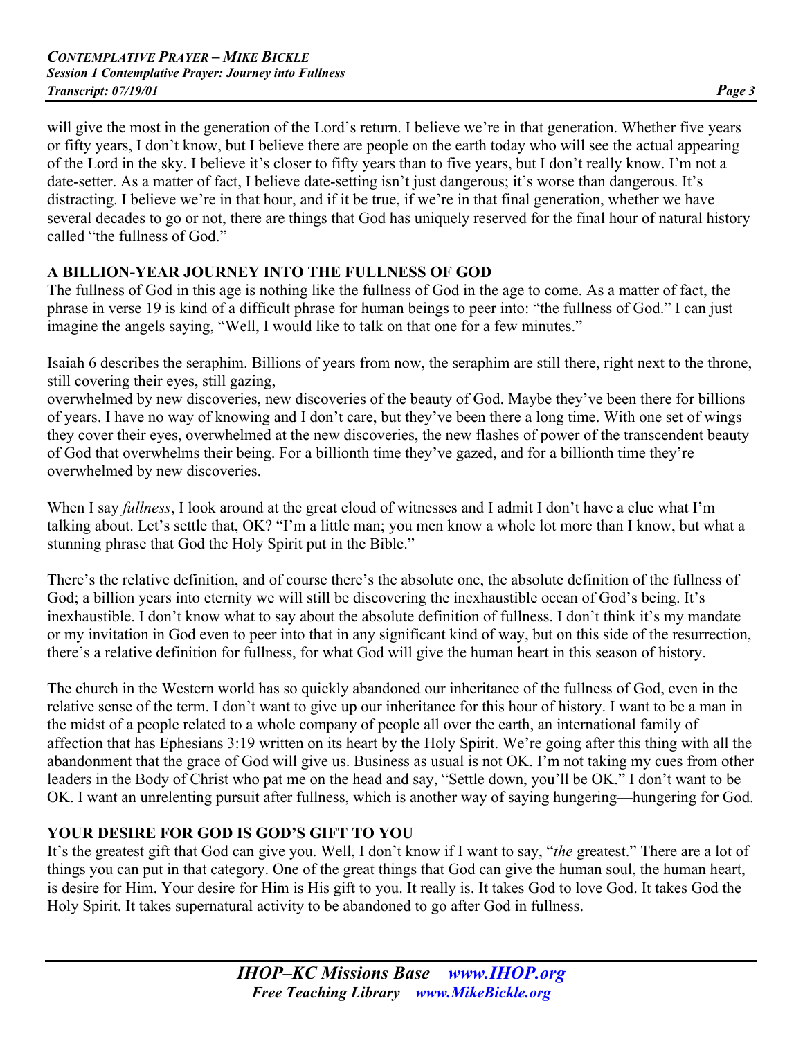will give the most in the generation of the Lord's return. I believe we're in that generation. Whether five years or fifty years, I don't know, but I believe there are people on the earth today who will see the actual appearing of the Lord in the sky. I believe it's closer to fifty years than to five years, but I don't really know. I'm not a date-setter. As a matter of fact, I believe date-setting isn't just dangerous; it's worse than dangerous. It's distracting. I believe we're in that hour, and if it be true, if we're in that final generation, whether we have several decades to go or not, there are things that God has uniquely reserved for the final hour of natural history called "the fullness of God."

## A BILLION-YEAR JOURNEY INTO THE FULLNESS OF GOD

The fullness of God in this age is nothing like the fullness of God in the age to come. As a matter of fact, the phrase in verse 19 is kind of a difficult phrase for human beings to peer into: "the fullness of God." I can just imagine the angels saying, "Well, I would like to talk on that one for a few minutes."

Isaiah 6 describes the seraphim. Billions of years from now, the seraphim are still there, right next to the throne, still covering their eyes, still gazing, overwhelmed by new discoveries, new discoveries of the beauty of God. Maybe they've been there for billions of years. I have no way of knowing and I don't care, but they've been there a long time. With one set of wings they cover their eyes, overwhelmed at the new discoveries, the new flashes of power of the transcendent beauty of God that overwhelms their being. For a billionth time they've gazed, and for a billionth time they're overwhelmed by new discoveries.

When I say *fullness*, I look around at the great cloud of witnesses and I admit I don't have a clue what I'm talking about. Let's settle that, OK? "I'm a little man; you men know a whole lot more than I know, but what a stunning phrase that God the Holy Spirit put in the Bible."

There's the relative definition, and of course there's the absolute one, the absolute definition of the fullness of God; a billion years into eternity we will still be discovering the inexhaustible ocean of God's being. It's inexhaustible. I don't know what to say about the absolute definition of fullness. I don't think it's my mandate or my invitation in God even to peer into that in any significant kind of way, but on this side of the resurrection, there's a relative definition for fullness, for what God will give the human heart in this season of history.

The church in the Western world has so quickly abandoned our inheritance of the fullness of God, even in the relative sense of the term. I don't want to give up our inheritance for this hour of history. I want to be a man in the midst of a people related to a whole company of people all over the earth, an international family of affection that has Ephesians 3:19 written on its heart by the Holy Spirit. We're going after this thing with all the abandonment that the grace of God will give us. Business as usual is not OK. I'm not taking my cues from other leaders in the Body of Christ who pat me on the head and say, "Settle down, you'll be OK." I don't want to be OK. I want an unrelenting pursuit after fullness, which is another way of saying hungering—hungering for God.

## YOUR DESIRE FOR GOD IS GOD'S GIFT TO YOU

It's the greatest gift that God can give you. Well, I don't know if I want to say, "*the* greatest." There are a lot of things you can put in that category. One of the great things that God can give the human soul, the human heart, is desire for Him. Your desire for Him is His gift to you. It really is. It takes God to love God. It takes God the Holy Spirit. It takes supernatural activity to be abandoned to go after God in fullness.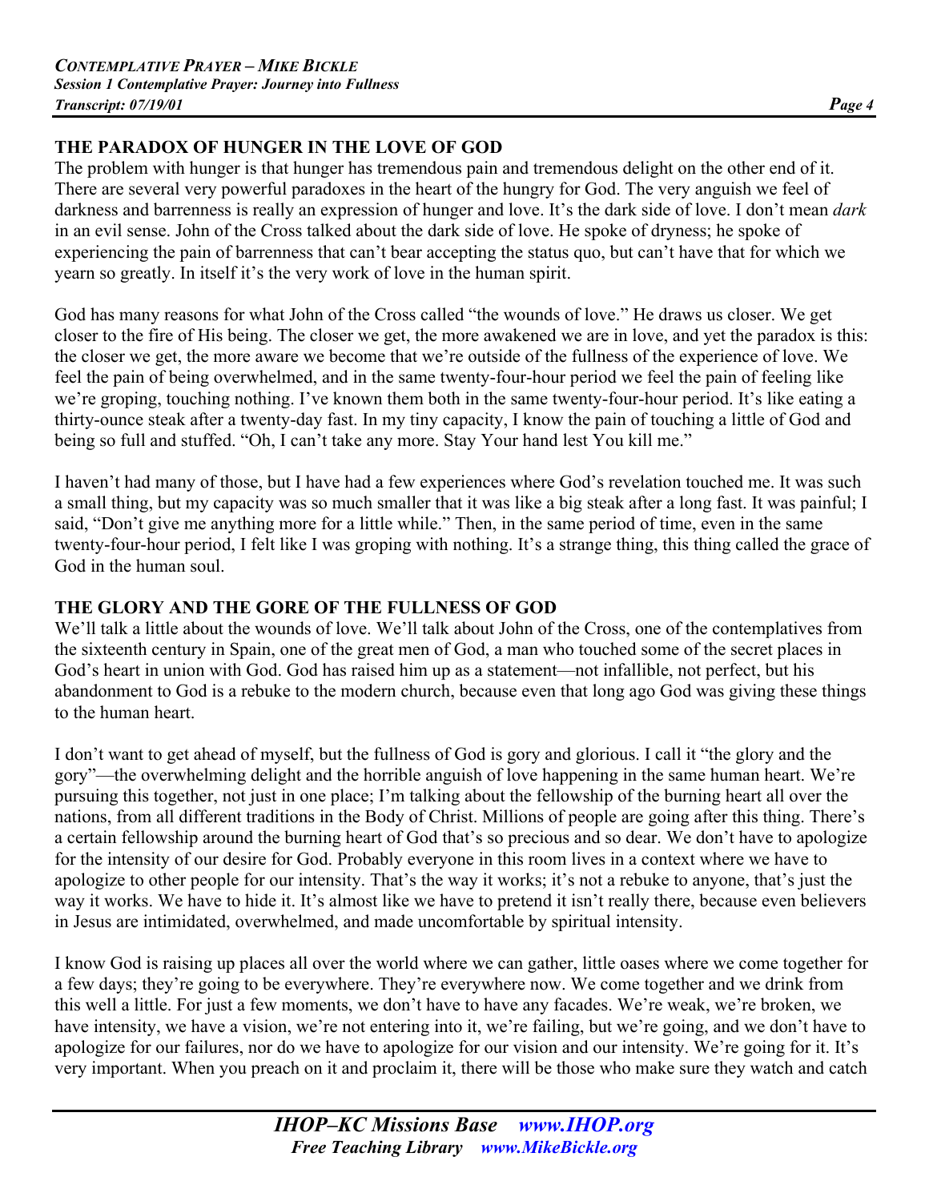## THE PARADOX OF HUNGER IN THE LOVE OF GOD

The problem with hunger is that hunger has tremendous pain and tremendous delight on the other end of it. There are several very powerful paradoxes in the heart of the hungry for God. The very anguish we feel of darkness and barrenness is really an expression of hunger and love. It's the dark side of love. I don't mean *dark* in an evil sense. John of the Cross talked about the dark side of love. He spoke of dryness; he spoke of experiencing the pain of barrenness that can't bear accepting the status quo, but can't have that for which we yearn so greatly. In itself it's the very work of love in the human spirit.

God has many reasons for what John of the Cross called "the wounds of love." He draws us closer. We get closer to the fire of His being. The closer we get, the more awakened we are in love, and yet the paradox is this: the closer we get, the more aware we become that we're outside of the fullness of the experience of love. We feel the pain of being overwhelmed, and in the same twenty-four-hour period we feel the pain of feeling like we're groping, touching nothing. I've known them both in the same twenty-four-hour period. It's like eating a thirty-ounce steak after a twenty-day fast. In my tiny capacity, I know the pain of touching a little of God and being so full and stuffed. "Oh, I can't take any more. Stay Your hand lest You kill me."

I haven't had many of those, but I have had a few experiences where God's revelation touched me. It was such a small thing, but my capacity was so much smaller that it was like a big steak after a long fast. It was painful; I said, "Don't give me anything more for a little while." Then, in the same period of time, even in the same twenty-four-hour period, I felt like I was groping with nothing. It's a strange thing, this thing called the grace of God in the human soul.

## THE GLORY AND THE GORE OF THE FULLNESS OF GOD

We'll talk a little about the wounds of love. We'll talk about John of the Cross, one of the contemplatives from the sixteenth century in Spain, one of the great men of God, a man who touched some of the secret places in God's heart in union with God. God has raised him up as a statement—not infallible, not perfect, but his abandonment to God is a rebuke to the modern church, because even that long ago God was giving these things to the human heart.

I don't want to get ahead of myself, but the fullness of God is gory and glorious. I call it "the glory and the gory"—the overwhelming delight and the horrible anguish of love happening in the same human heart. We're pursuing this together, not just in one place; I'm talking about the fellowship of the burning heart all over the nations, from all different traditions in the Body of Christ. Millions of people are going after this thing. There's a certain fellowship around the burning heart of God that's so precious and so dear. We don't have to apologize for the intensity of our desire for God. Probably everyone in this room lives in a context where we have to apologize to other people for our intensity. That's the way it works; it's not a rebuke to anyone, that's just the way it works. We have to hide it. It's almost like we have to pretend it isn't really there, because even believers in Jesus are intimidated, overwhelmed, and made uncomfortable by spiritual intensity.

I know God is raising up places all over the world where we can gather, little oases where we come together for a few days; they're going to be everywhere. They're everywhere now. We come together and we drink from this well a little. For just a few moments, we don't have to have any facades. We're weak, we're broken, we have intensity, we have a vision, we're not entering into it, we're failing, but we're going, and we don't have to apologize for our failures, nor do we have to apologize for our vision and our intensity. We're going for it. It's very important. When you preach on it and proclaim it, there will be those who make sure they watch and catch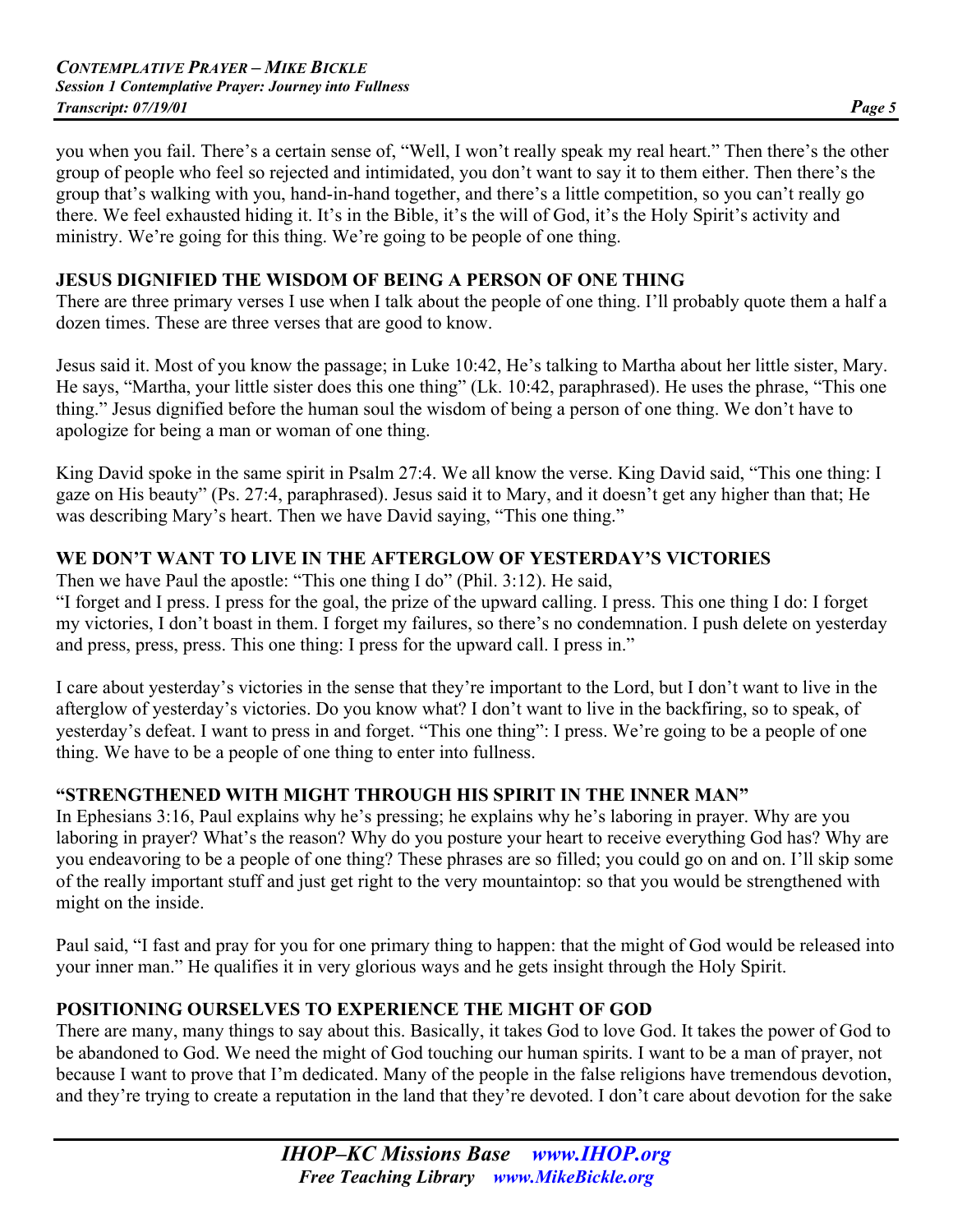you when you fail. There's a certain sense of, "Well, I won't really speak my real heart." Then there's the other group of people who feel so rejected and intimidated, you don't want to say it to them either. Then there's the group that's walking with you, hand-in-hand together, and there's a little competition, so you can't really go there. We feel exhausted hiding it. It's in the Bible, it's the will of God, it's the Holy Spirit's activity and ministry. We're going for this thing. We're going to be people of one thing.

## JESUS DIGNIFIED THE WISDOM OF BEING A PERSON OF ONE THING

There are three primary verses I use when I talk about the people of one thing. I'll probably quote them a half a dozen times. These are three verses that are good to know.

Jesus said it. Most of you know the passage; in Luke 10:42, He's talking to Martha about her little sister, Mary. He says, "Martha, your little sister does this one thing" (Lk. 10:42, paraphrased). He uses the phrase, "This one thing." Jesus dignified before the human soul the wisdom of being a person of one thing. We don't have to apologize for being a man or woman of one thing.

King David spoke in the same spirit in Psalm 27:4. We all know the verse. King David said, "This one thing: I gaze on His beauty" (Ps. 27:4, paraphrased). Jesus said it to Mary, and it doesn't get any higher than that; He was describing Mary's heart. Then we have David saying, "This one thing."

## WE DON'T WANT TO LIVE IN THE AFTERGLOW OF YESTERDAY'S VICTORIES

Then we have Paul the apostle: "This one thing I do" (Phil. 3:12). He said,
"I forget and I press. I press for the goal, the prize of the upward calling. I press. This one thing I do: I forget my victories, I don't boast in them. I forget my failures, so there's no condemnation. I push delete on yesterday and press, press, press. This one thing: I press for the upward call. I press in."

I care about yesterday's victories in the sense that they're important to the Lord, but I don't want to live in the afterglow of yesterday's victories. Do you know what? I don't want to live in the backfiring, so to speak, of yesterday's defeat. I want to press in and forget. "This one thing": I press. We're going to be a people of one thing. We have to be a people of one thing to enter into fullness.

## "STRENGTHENED WITH MIGHT THROUGH HIS SPIRIT IN THE INNER MAN"

In Ephesians 3:16, Paul explains why he's pressing; he explains why he's laboring in prayer. Why are you laboring in prayer? What's the reason? Why do you posture your heart to receive everything God has? Why are you endeavoring to be a people of one thing? These phrases are so filled; you could go on and on. I'll skip some of the really important stuff and just get right to the very mountaintop: so that you would be strengthened with might on the inside.

Paul said, "I fast and pray for you for one primary thing to happen: that the might of God would be released into your inner man." He qualifies it in very glorious ways and he gets insight through the Holy Spirit.

## POSITIONING OURSELVES TO EXPERIENCE THE MIGHT OF GOD

There are many, many things to say about this. Basically, it takes God to love God. It takes the power of God to be abandoned to God. We need the might of God touching our human spirits. I want to be a man of prayer, not because I want to prove that I'm dedicated. Many of the people in the false religions have tremendous devotion, and they're trying to create a reputation in the land that they're devoted. I don't care about devotion for the sake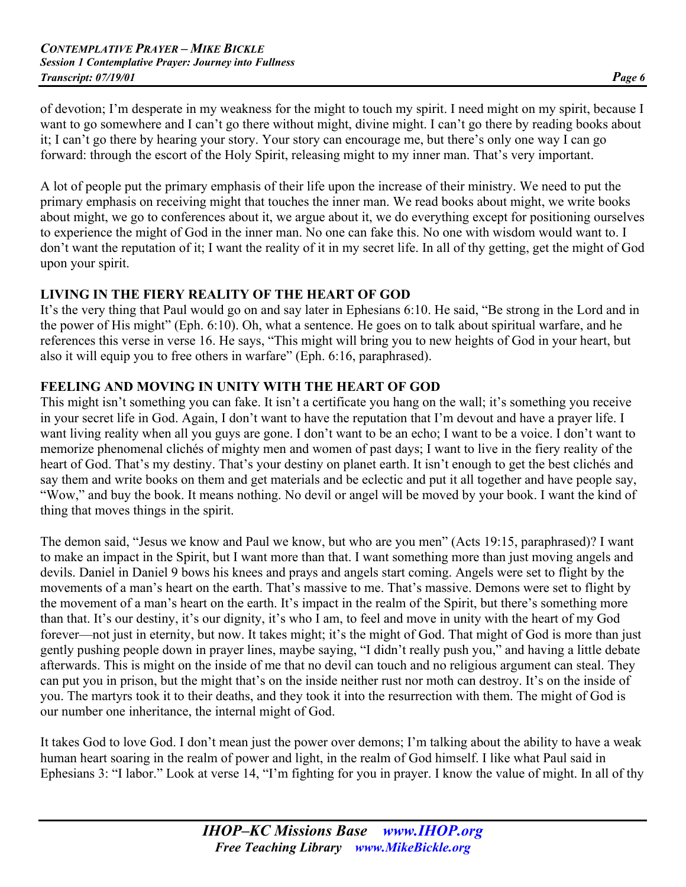of devotion; I'm desperate in my weakness for the might to touch my spirit. I need might on my spirit, because I want to go somewhere and I can't go there without might, divine might. I can't go there by reading books about it; I can't go there by hearing your story. Your story can encourage me, but there's only one way I can go forward: through the escort of the Holy Spirit, releasing might to my inner man. That's very important.

A lot of people put the primary emphasis of their life upon the increase of their ministry. We need to put the primary emphasis on receiving might that touches the inner man. We read books about might, we write books about might, we go to conferences about it, we argue about it, we do everything except for positioning ourselves to experience the might of God in the inner man. No one can fake this. No one with wisdom would want to. I don't want the reputation of it; I want the reality of it in my secret life. In all of thy getting, get the might of God upon your spirit.

**LIVING IN THE FIERY REALITY OF THE HEART OF GOD**

It's the very thing that Paul would go on and say later in Ephesians 6:10. He said, "Be strong in the Lord and in the power of His might" (Eph. 6:10). Oh, what a sentence. He goes on to talk about spiritual warfare, and he references this verse in verse 16. He says, "This might will bring you to new heights of God in your heart, but also it will equip you to free others in warfare" (Eph. 6:16, paraphrased).

**FEELING AND MOVING IN UNITY WITH THE HEART OF GOD**

This might isn't something you can fake. It isn't a certificate you hang on the wall; it's something you receive in your secret life in God. Again, I don't want to have the reputation that I'm devout and have a prayer life. I want living reality when all you guys are gone. I don't want to be an echo; I want to be a voice. I don't want to memorize phenomenal clichés of mighty men and women of past days; I want to live in the fiery reality of the heart of God. That's my destiny. That's your destiny on planet earth. It isn't enough to get the best clichés and say them and write books on them and get materials and be eclectic and put it all together and have people say, "Wow," and buy the book. It means nothing. No devil or angel will be moved by your book. I want the kind of thing that moves things in the spirit.

The demon said, "Jesus we know and Paul we know, but who are you men" (Acts 19:15, paraphrased)? I want to make an impact in the Spirit, but I want more than that. I want something more than just moving angels and devils. Daniel in Daniel 9 bows his knees and prays and angels start coming. Angels were set to flight by the movements of a man's heart on the earth. That's massive to me. That's massive. Demons were set to flight by the movement of a man's heart on the earth. It's impact in the realm of the Spirit, but there's something more than that. It's our destiny, it's our dignity, it's who I am, to feel and move in unity with the heart of my God forever—not just in eternity, but now. It takes might; it's the might of God. That might of God is more than just gently pushing people down in prayer lines, maybe saying, "I didn't really push you," and having a little debate afterwards. This is might on the inside of me that no devil can touch and no religious argument can steal. They can put you in prison, but the might that's on the inside neither rust nor moth can destroy. It's on the inside of you. The martyrs took it to their deaths, and they took it into the resurrection with them. The might of God is our number one inheritance, the internal might of God.

It takes God to love God. I don't mean just the power over demons; I'm talking about the ability to have a weak human heart soaring in the realm of power and light, in the realm of God himself. I like what Paul said in Ephesians 3: "I labor." Look at verse 14, "I'm fighting for you in prayer. I know the value of might. In all of thy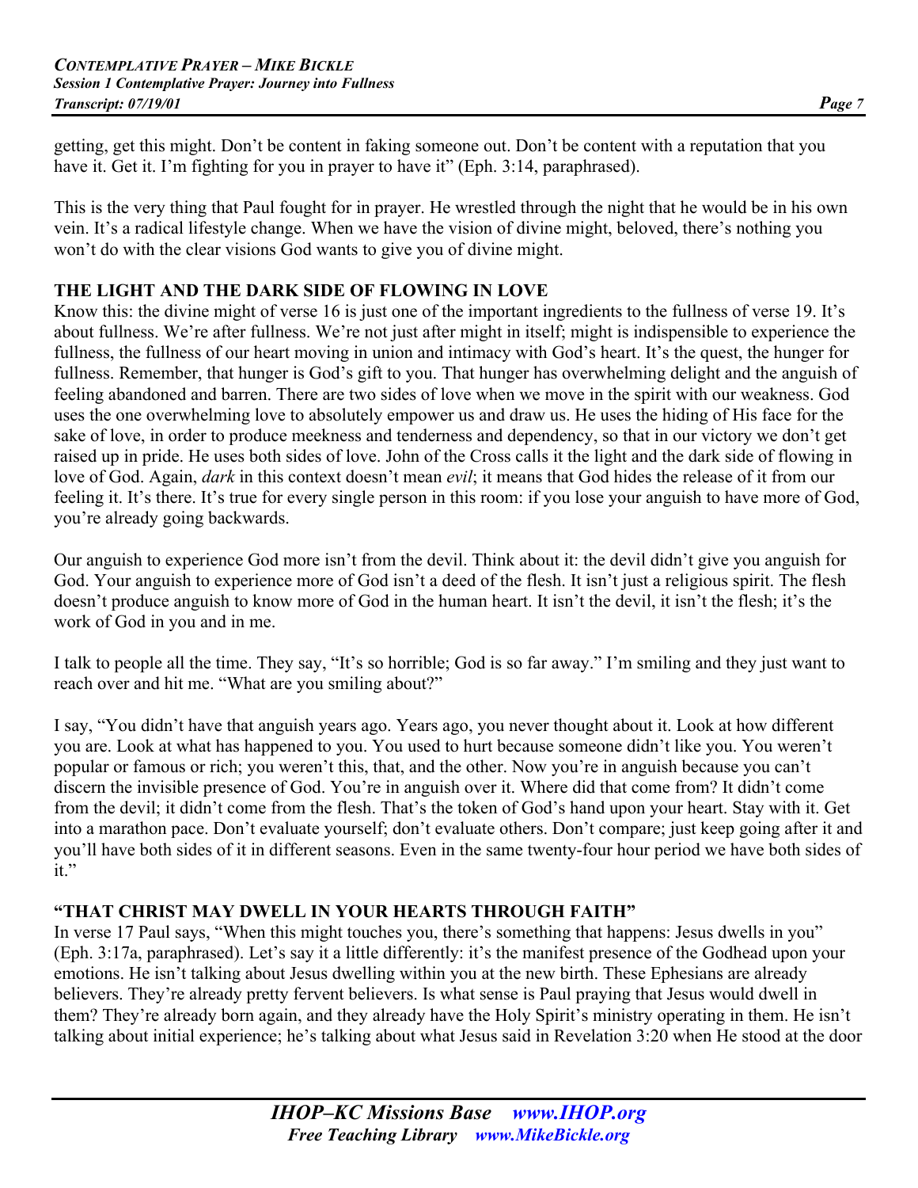getting, get this might. Don't be content in faking someone out. Don't be content with a reputation that you have it. Get it. I'm fighting for you in prayer to have it" (Eph. 3:14, paraphrased).

This is the very thing that Paul fought for in prayer. He wrestled through the night that he would be in his own vein. It's a radical lifestyle change. When we have the vision of divine might, beloved, there's nothing you won't do with the clear visions God wants to give you of divine might.

## THE LIGHT AND THE DARK SIDE OF FLOWING IN LOVE

Know this: the divine might of verse 16 is just one of the important ingredients to the fullness of verse 19. It's about fullness. We're after fullness. We're not just after might in itself; might is indispensible to experience the fullness, the fullness of our heart moving in union and intimacy with God's heart. It's the quest, the hunger for fullness. Remember, that hunger is God's gift to you. That hunger has overwhelming delight and the anguish of feeling abandoned and barren. There are two sides of love when we move in the spirit with our weakness. God uses the one overwhelming love to absolutely empower us and draw us. He uses the hiding of His face for the sake of love, in order to produce meekness and tenderness and dependency, so that in our victory we don't get raised up in pride. He uses both sides of love. John of the Cross calls it the light and the dark side of flowing in love of God. Again, *dark* in this context doesn't mean *evil*; it means that God hides the release of it from our feeling it. It's there. It's true for every single person in this room: if you lose your anguish to have more of God, you're already going backwards.

Our anguish to experience God more isn't from the devil. Think about it: the devil didn't give you anguish for God. Your anguish to experience more of God isn't a deed of the flesh. It isn't just a religious spirit. The flesh doesn't produce anguish to know more of God in the human heart. It isn't the devil, it isn't the flesh; it's the work of God in you and in me.

I talk to people all the time. They say, "It's so horrible; God is so far away." I'm smiling and they just want to reach over and hit me. "What are you smiling about?"

I say, "You didn't have that anguish years ago. Years ago, you never thought about it. Look at how different you are. Look at what has happened to you. You used to hurt because someone didn't like you. You weren't popular or famous or rich; you weren't this, that, and the other. Now you're in anguish because you can't discern the invisible presence of God. You're in anguish over it. Where did that come from? It didn't come from the devil; it didn't come from the flesh. That's the token of God's hand upon your heart. Stay with it. Get into a marathon pace. Don't evaluate yourself; don't evaluate others. Don't compare; just keep going after it and you'll have both sides of it in different seasons. Even in the same twenty-four hour period we have both sides of it."

## "THAT CHRIST MAY DWELL IN YOUR HEARTS THROUGH FAITH"

In verse 17 Paul says, "When this might touches you, there's something that happens: Jesus dwells in you" (Eph. 3:17a, paraphrased). Let's say it a little differently: it's the manifest presence of the Godhead upon your emotions. He isn't talking about Jesus dwelling within you at the new birth. These Ephesians are already believers. They're already pretty fervent believers. Is what sense is Paul praying that Jesus would dwell in them? They're already born again, and they already have the Holy Spirit's ministry operating in them. He isn't talking about initial experience; he's talking about what Jesus said in Revelation 3:20 when He stood at the door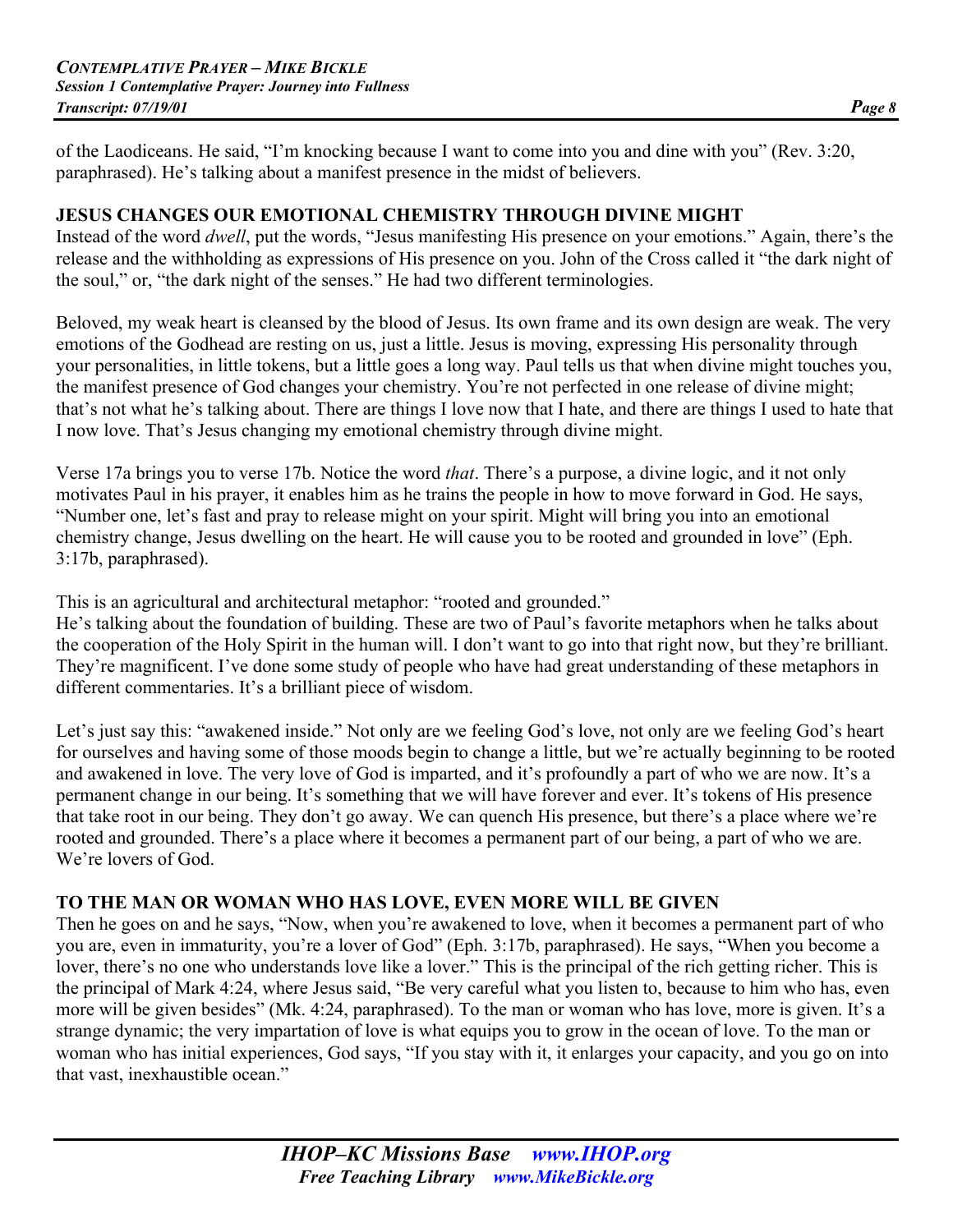of the Laodiceans. He said, "I'm knocking because I want to come into you and dine with you" (Rev. 3:20, paraphrased). He's talking about a manifest presence in the midst of believers.

## JESUS CHANGES OUR EMOTIONAL CHEMISTRY THROUGH DIVINE MIGHT

Instead of the word *dwell*, put the words, "Jesus manifesting His presence on your emotions." Again, there's the release and the withholding as expressions of His presence on you. John of the Cross called it "the dark night of the soul," or, "the dark night of the senses." He had two different terminologies.

Beloved, my weak heart is cleansed by the blood of Jesus. Its own frame and its own design are weak. The very emotions of the Godhead are resting on us, just a little. Jesus is moving, expressing His personality through your personalities, in little tokens, but a little goes a long way. Paul tells us that when divine might touches you, the manifest presence of God changes your chemistry. You're not perfected in one release of divine might; that's not what he's talking about. There are things I love now that I hate, and there are things I used to hate that I now love. That's Jesus changing my emotional chemistry through divine might.

Verse 17a brings you to verse 17b. Notice the word *that*. There's a purpose, a divine logic, and it not only motivates Paul in his prayer, it enables him as he trains the people in how to move forward in God. He says, "Number one, let's fast and pray to release might on your spirit. Might will bring you into an emotional chemistry change, Jesus dwelling on the heart. He will cause you to be rooted and grounded in love" (Eph. 3:17b, paraphrased).

This is an agricultural and architectural metaphor: "rooted and grounded."
He's talking about the foundation of building. These are two of Paul's favorite metaphors when he talks about the cooperation of the Holy Spirit in the human will. I don't want to go into that right now, but they're brilliant. They're magnificent. I've done some study of people who have had great understanding of these metaphors in different commentaries. It's a brilliant piece of wisdom.

Let's just say this: "awakened inside." Not only are we feeling God's love, not only are we feeling God's heart for ourselves and having some of those moods begin to change a little, but we're actually beginning to be rooted and awakened in love. The very love of God is imparted, and it's profoundly a part of who we are now. It's a permanent change in our being. It's something that we will have forever and ever. It's tokens of His presence that take root in our being. They don't go away. We can quench His presence, but there's a place where we're rooted and grounded. There's a place where it becomes a permanent part of our being, a part of who we are. We're lovers of God.

## TO THE MAN OR WOMAN WHO HAS LOVE, EVEN MORE WILL BE GIVEN

Then he goes on and he says, "Now, when you're awakened to love, when it becomes a permanent part of who you are, even in immaturity, you're a lover of God" (Eph. 3:17b, paraphrased). He says, "When you become a lover, there's no one who understands love like a lover." This is the principal of the rich getting richer. This is the principal of Mark 4:24, where Jesus said, "Be very careful what you listen to, because to him who has, even more will be given besides" (Mk. 4:24, paraphrased). To the man or woman who has love, more is given. It's a strange dynamic; the very impartation of love is what equips you to grow in the ocean of love. To the man or woman who has initial experiences, God says, "If you stay with it, it enlarges your capacity, and you go on into that vast, inexhaustible ocean."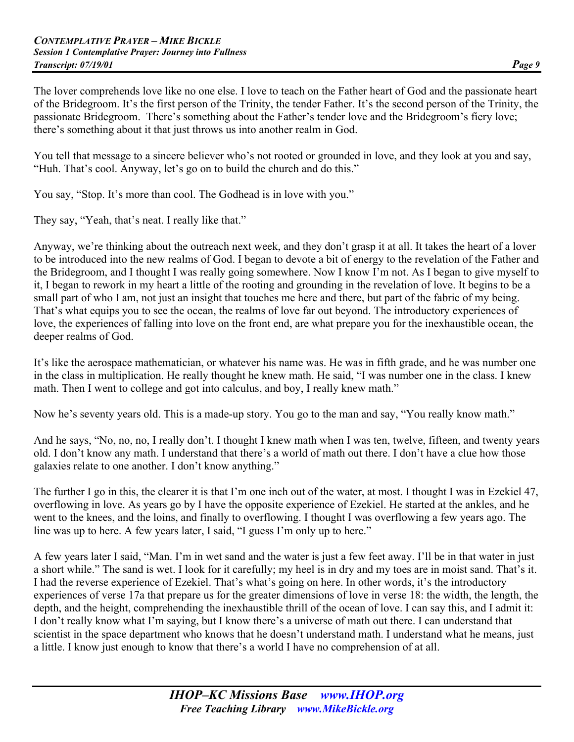The lover comprehends love like no one else. I love to teach on the Father heart of God and the passionate heart of the Bridegroom. It's the first person of the Trinity, the tender Father. It's the second person of the Trinity, the passionate Bridegroom. There's something about the Father's tender love and the Bridegroom's fiery love; there's something about it that just throws us into another realm in God.

You tell that message to a sincere believer who's not rooted or grounded in love, and they look at you and say, "Huh. That's cool. Anyway, let's go on to build the church and do this."

You say, "Stop. It's more than cool. The Godhead is in love with you."

They say, "Yeah, that's neat. I really like that."

Anyway, we're thinking about the outreach next week, and they don't grasp it at all. It takes the heart of a lover to be introduced into the new realms of God. I began to devote a bit of energy to the revelation of the Father and the Bridegroom, and I thought I was really going somewhere. Now I know I'm not. As I began to give myself to it, I began to rework in my heart a little of the rooting and grounding in the revelation of love. It begins to be a small part of who I am, not just an insight that touches me here and there, but part of the fabric of my being. That's what equips you to see the ocean, the realms of love far out beyond. The introductory experiences of love, the experiences of falling into love on the front end, are what prepare you for the inexhaustible ocean, the deeper realms of God.

It's like the aerospace mathematician, or whatever his name was. He was in fifth grade, and he was number one in the class in multiplication. He really thought he knew math. He said, "I was number one in the class. I knew math. Then I went to college and got into calculus, and boy, I really knew math."

Now he's seventy years old. This is a made-up story. You go to the man and say, "You really know math."

And he says, "No, no, no, I really don't. I thought I knew math when I was ten, twelve, fifteen, and twenty years old. I don't know any math. I understand that there's a world of math out there. I don't have a clue how those galaxies relate to one another. I don't know anything."

The further I go in this, the clearer it is that I'm one inch out of the water, at most. I thought I was in Ezekiel 47, overflowing in love. As years go by I have the opposite experience of Ezekiel. He started at the ankles, and he went to the knees, and the loins, and finally to overflowing. I thought I was overflowing a few years ago. The line was up to here. A few years later, I said, "I guess I'm only up to here."

A few years later I said, "Man. I'm in wet sand and the water is just a few feet away. I'll be in that water in just a short while." The sand is wet. I look for it carefully; my heel is in dry and my toes are in moist sand. That's it. I had the reverse experience of Ezekiel. That's what's going on here. In other words, it's the introductory experiences of verse 17a that prepare us for the greater dimensions of love in verse 18: the width, the length, the depth, and the height, comprehending the inexhaustible thrill of the ocean of love. I can say this, and I admit it: I don't really know what I'm saying, but I know there's a universe of math out there. I can understand that scientist in the space department who knows that he doesn't understand math. I understand what he means, just a little. I know just enough to know that there's a world I have no comprehension of at all.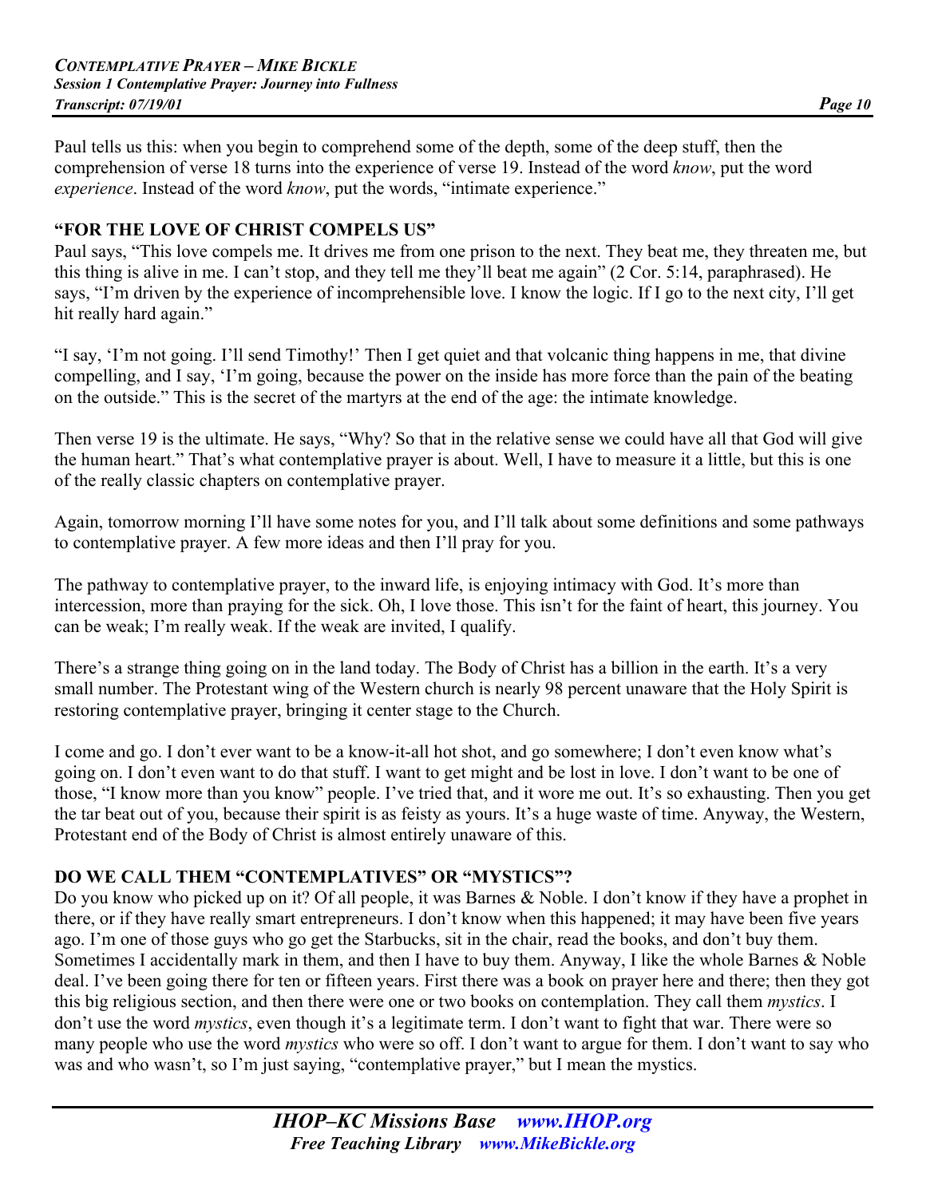Paul tells us this: when you begin to comprehend some of the depth, some of the deep stuff, then the comprehension of verse 18 turns into the experience of verse 19. Instead of the word *know*, put the word *experience*. Instead of the word *know*, put the words, "intimate experience."

## "FOR THE LOVE OF CHRIST COMPELS US"

Paul says, "This love compels me. It drives me from one prison to the next. They beat me, they threaten me, but this thing is alive in me. I can't stop, and they tell me they'll beat me again" (2 Cor. 5:14, paraphrased). He says, "I'm driven by the experience of incomprehensible love. I know the logic. If I go to the next city, I'll get hit really hard again."

"I say, 'I'm not going. I'll send Timothy!' Then I get quiet and that volcanic thing happens in me, that divine compelling, and I say, 'I'm going, because the power on the inside has more force than the pain of the beating on the outside." This is the secret of the martyrs at the end of the age: the intimate knowledge.

Then verse 19 is the ultimate. He says, "Why? So that in the relative sense we could have all that God will give the human heart." That's what contemplative prayer is about. Well, I have to measure it a little, but this is one of the really classic chapters on contemplative prayer.

Again, tomorrow morning I'll have some notes for you, and I'll talk about some definitions and some pathways to contemplative prayer. A few more ideas and then I'll pray for you.

The pathway to contemplative prayer, to the inward life, is enjoying intimacy with God. It's more than intercession, more than praying for the sick. Oh, I love those. This isn't for the faint of heart, this journey. You can be weak; I'm really weak. If the weak are invited, I qualify.

There's a strange thing going on in the land today. The Body of Christ has a billion in the earth. It's a very small number. The Protestant wing of the Western church is nearly 98 percent unaware that the Holy Spirit is restoring contemplative prayer, bringing it center stage to the Church.

I come and go. I don't ever want to be a know-it-all hot shot, and go somewhere; I don't even know what's going on. I don't even want to do that stuff. I want to get might and be lost in love. I don't want to be one of those, "I know more than you know" people. I've tried that, and it wore me out. It's so exhausting. Then you get the tar beat out of you, because their spirit is as feisty as yours. It's a huge waste of time. Anyway, the Western, Protestant end of the Body of Christ is almost entirely unaware of this.

## DO WE CALL THEM "CONTEMPLATIVES" OR "MYSTICS"?

Do you know who picked up on it? Of all people, it was Barnes & Noble. I don't know if they have a prophet in there, or if they have really smart entrepreneurs. I don't know when this happened; it may have been five years ago. I'm one of those guys who go get the Starbucks, sit in the chair, read the books, and don't buy them. Sometimes I accidentally mark in them, and then I have to buy them. Anyway, I like the whole Barnes & Noble deal. I've been going there for ten or fifteen years. First there was a book on prayer here and there; then they got this big religious section, and then there were one or two books on contemplation. They call them *mystics*. I don't use the word *mystics*, even though it's a legitimate term. I don't want to fight that war. There were so many people who use the word *mystics* who were so off. I don't want to argue for them. I don't want to say who was and who wasn't, so I'm just saying, "contemplative prayer," but I mean the mystics.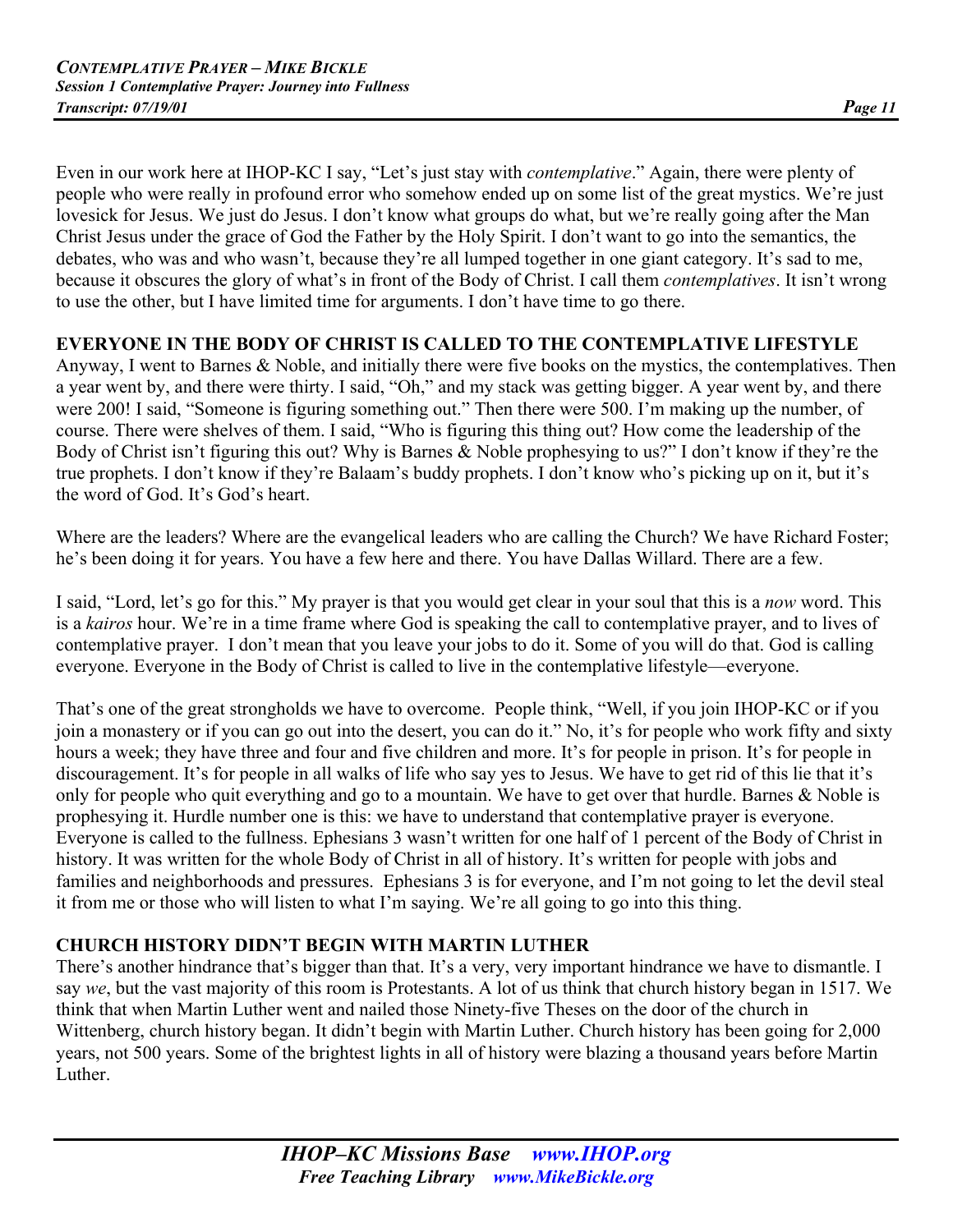Even in our work here at IHOP-KC I say, "Let's just stay with *contemplative*." Again, there were plenty of people who were really in profound error who somehow ended up on some list of the great mystics. We're just lovesick for Jesus. We just do Jesus. I don't know what groups do what, but we're really going after the Man Christ Jesus under the grace of God the Father by the Holy Spirit. I don't want to go into the semantics, the debates, who was and who wasn't, because they're all lumped together in one giant category. It's sad to me, because it obscures the glory of what's in front of the Body of Christ. I call them *contemplatives*. It isn't wrong to use the other, but I have limited time for arguments. I don't have time to go there.

**EVERYONE IN THE BODY OF CHRIST IS CALLED TO THE CONTEMPLATIVE LIFESTYLE**

Anyway, I went to Barnes & Noble, and initially there were five books on the mystics, the contemplatives. Then a year went by, and there were thirty. I said, "Oh," and my stack was getting bigger. A year went by, and there were 200! I said, "Someone is figuring something out." Then there were 500. I'm making up the number, of course. There were shelves of them. I said, "Who is figuring this thing out? How come the leadership of the Body of Christ isn't figuring this out? Why is Barnes & Noble prophesying to us?" I don't know if they're the true prophets. I don't know if they're Balaam's buddy prophets. I don't know who's picking up on it, but it's the word of God. It's God's heart.

Where are the leaders? Where are the evangelical leaders who are calling the Church? We have Richard Foster; he's been doing it for years. You have a few here and there. You have Dallas Willard. There are a few.

I said, "Lord, let's go for this." My prayer is that you would get clear in your soul that this is a *now* word. This is a *kairos* hour. We're in a time frame where God is speaking the call to contemplative prayer, and to lives of contemplative prayer. I don't mean that you leave your jobs to do it. Some of you will do that. God is calling everyone. Everyone in the Body of Christ is called to live in the contemplative lifestyle—everyone.

That's one of the great strongholds we have to overcome. People think, "Well, if you join IHOP-KC or if you join a monastery or if you can go out into the desert, you can do it." No, it's for people who work fifty and sixty hours a week; they have three and four and five children and more. It's for people in prison. It's for people in discouragement. It's for people in all walks of life who say yes to Jesus. We have to get rid of this lie that it's only for people who quit everything and go to a mountain. We have to get over that hurdle. Barnes & Noble is prophesying it. Hurdle number one is this: we have to understand that contemplative prayer is everyone. Everyone is called to the fullness. Ephesians 3 wasn't written for one half of 1 percent of the Body of Christ in history. It was written for the whole Body of Christ in all of history. It's written for people with jobs and families and neighborhoods and pressures. Ephesians 3 is for everyone, and I'm not going to let the devil steal it from me or those who will listen to what I'm saying. We're all going to go into this thing.

**CHURCH HISTORY DIDN'T BEGIN WITH MARTIN LUTHER**

There's another hindrance that's bigger than that. It's a very, very important hindrance we have to dismantle. I say *we*, but the vast majority of this room is Protestants. A lot of us think that church history began in 1517. We think that when Martin Luther went and nailed those Ninety-five Theses on the door of the church in Wittenberg, church history began. It didn't begin with Martin Luther. Church history has been going for 2,000 years, not 500 years. Some of the brightest lights in all of history were blazing a thousand years before Martin Luther.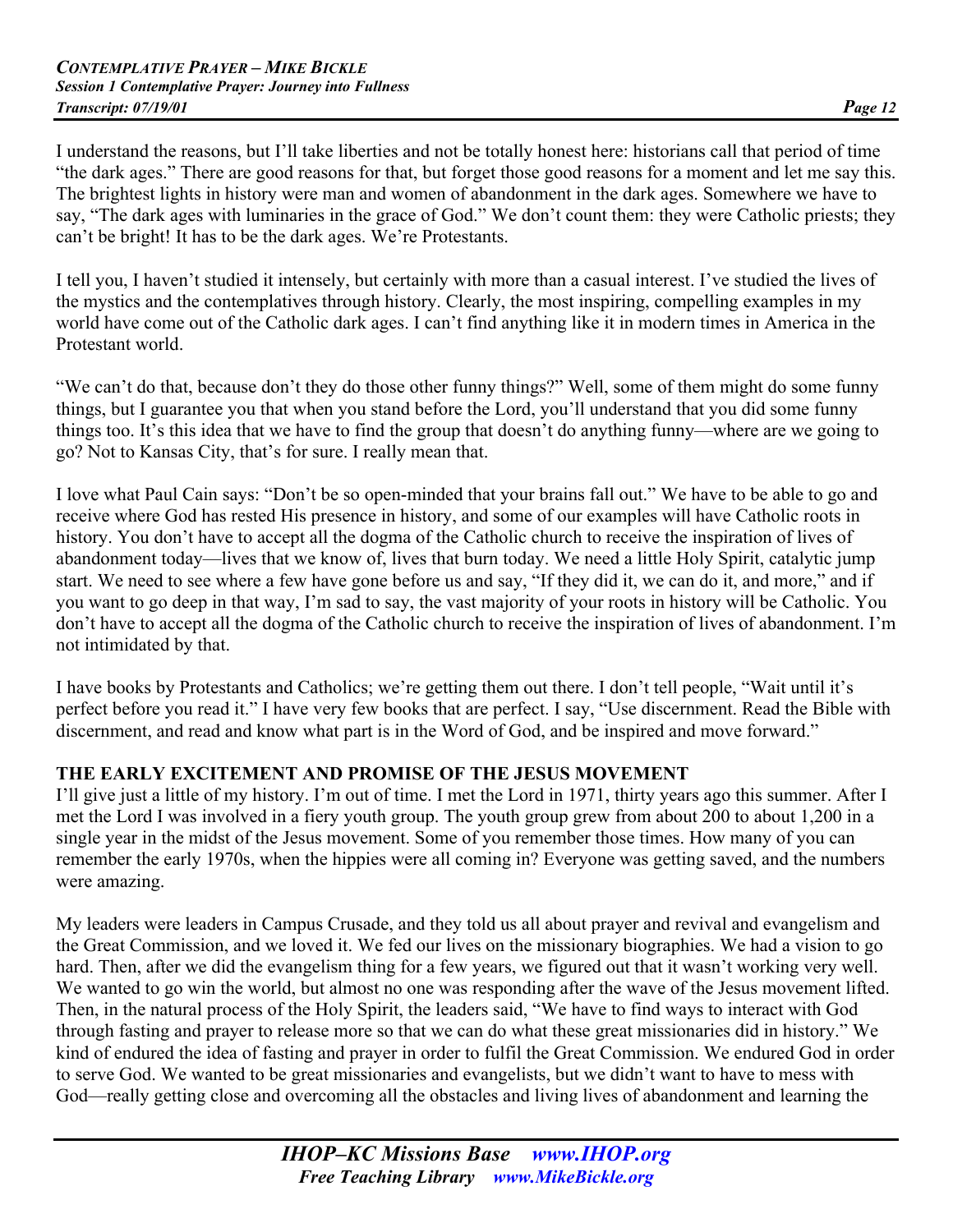I understand the reasons, but I'll take liberties and not be totally honest here: historians call that period of time "the dark ages." There are good reasons for that, but forget those good reasons for a moment and let me say this. The brightest lights in history were man and women of abandonment in the dark ages. Somewhere we have to say, "The dark ages with luminaries in the grace of God." We don't count them: they were Catholic priests; they can't be bright! It has to be the dark ages. We're Protestants.

I tell you, I haven't studied it intensely, but certainly with more than a casual interest. I've studied the lives of the mystics and the contemplatives through history. Clearly, the most inspiring, compelling examples in my world have come out of the Catholic dark ages. I can't find anything like it in modern times in America in the Protestant world.

"We can't do that, because don't they do those other funny things?" Well, some of them might do some funny things, but I guarantee you that when you stand before the Lord, you'll understand that you did some funny things too. It's this idea that we have to find the group that doesn't do anything funny—where are we going to go? Not to Kansas City, that's for sure. I really mean that.

I love what Paul Cain says: "Don't be so open-minded that your brains fall out." We have to be able to go and receive where God has rested His presence in history, and some of our examples will have Catholic roots in history. You don't have to accept all the dogma of the Catholic church to receive the inspiration of lives of abandonment today—lives that we know of, lives that burn today. We need a little Holy Spirit, catalytic jump start. We need to see where a few have gone before us and say, "If they did it, we can do it, and more," and if you want to go deep in that way, I'm sad to say, the vast majority of your roots in history will be Catholic. You don't have to accept all the dogma of the Catholic church to receive the inspiration of lives of abandonment. I'm not intimidated by that.

I have books by Protestants and Catholics; we're getting them out there. I don't tell people, "Wait until it's perfect before you read it." I have very few books that are perfect. I say, "Use discernment. Read the Bible with discernment, and read and know what part is in the Word of God, and be inspired and move forward."

## THE EARLY EXCITEMENT AND PROMISE OF THE JESUS MOVEMENT

I'll give just a little of my history. I'm out of time. I met the Lord in 1971, thirty years ago this summer. After I met the Lord I was involved in a fiery youth group. The youth group grew from about 200 to about 1,200 in a single year in the midst of the Jesus movement. Some of you remember those times. How many of you can remember the early 1970s, when the hippies were all coming in? Everyone was getting saved, and the numbers were amazing.

My leaders were leaders in Campus Crusade, and they told us all about prayer and revival and evangelism and the Great Commission, and we loved it. We fed our lives on the missionary biographies. We had a vision to go hard. Then, after we did the evangelism thing for a few years, we figured out that it wasn't working very well. We wanted to go win the world, but almost no one was responding after the wave of the Jesus movement lifted. Then, in the natural process of the Holy Spirit, the leaders said, "We have to find ways to interact with God through fasting and prayer to release more so that we can do what these great missionaries did in history." We kind of endured the idea of fasting and prayer in order to fulfil the Great Commission. We endured God in order to serve God. We wanted to be great missionaries and evangelists, but we didn't want to have to mess with God—really getting close and overcoming all the obstacles and living lives of abandonment and learning the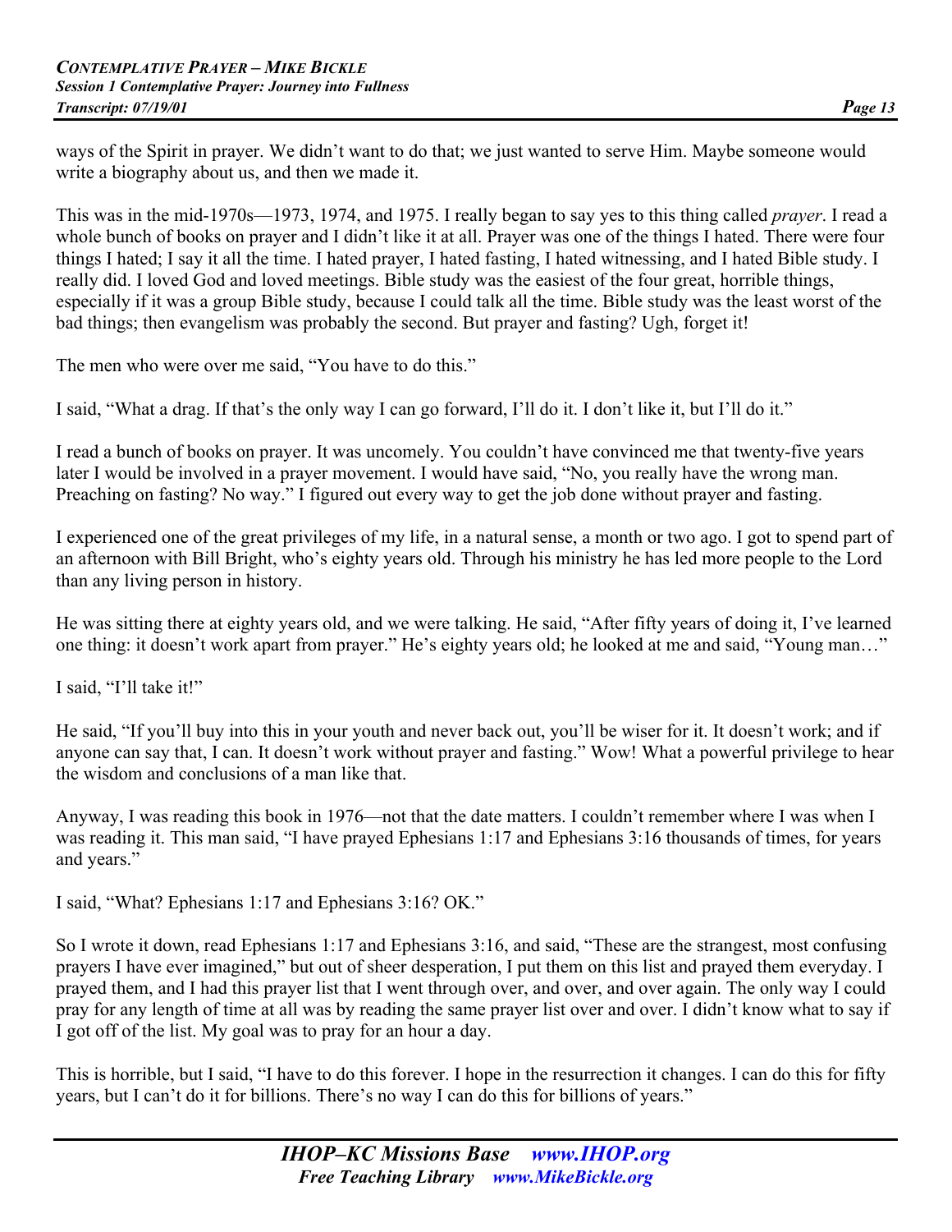ways of the Spirit in prayer. We didn't want to do that; we just wanted to serve Him. Maybe someone would write a biography about us, and then we made it.

This was in the mid-1970s—1973, 1974, and 1975. I really began to say yes to this thing called *prayer*. I read a whole bunch of books on prayer and I didn't like it at all. Prayer was one of the things I hated. There were four things I hated; I say it all the time. I hated prayer, I hated fasting, I hated witnessing, and I hated Bible study. I really did. I loved God and loved meetings. Bible study was the easiest of the four great, horrible things, especially if it was a group Bible study, because I could talk all the time. Bible study was the least worst of the bad things; then evangelism was probably the second. But prayer and fasting? Ugh, forget it!

The men who were over me said, "You have to do this."

I said, "What a drag. If that's the only way I can go forward, I'll do it. I don't like it, but I'll do it."

I read a bunch of books on prayer. It was uncomely. You couldn't have convinced me that twenty-five years later I would be involved in a prayer movement. I would have said, "No, you really have the wrong man. Preaching on fasting? No way." I figured out every way to get the job done without prayer and fasting.

I experienced one of the great privileges of my life, in a natural sense, a month or two ago. I got to spend part of an afternoon with Bill Bright, who's eighty years old. Through his ministry he has led more people to the Lord than any living person in history.

He was sitting there at eighty years old, and we were talking. He said, "After fifty years of doing it, I've learned one thing: it doesn't work apart from prayer." He's eighty years old; he looked at me and said, "Young man…"

I said, "I'll take it!"

He said, "If you'll buy into this in your youth and never back out, you'll be wiser for it. It doesn't work; and if anyone can say that, I can. It doesn't work without prayer and fasting." Wow! What a powerful privilege to hear the wisdom and conclusions of a man like that.

Anyway, I was reading this book in 1976—not that the date matters. I couldn't remember where I was when I was reading it. This man said, "I have prayed Ephesians 1:17 and Ephesians 3:16 thousands of times, for years and years."

I said, "What? Ephesians 1:17 and Ephesians 3:16? OK."

So I wrote it down, read Ephesians 1:17 and Ephesians 3:16, and said, "These are the strangest, most confusing prayers I have ever imagined," but out of sheer desperation, I put them on this list and prayed them everyday. I prayed them, and I had this prayer list that I went through over, and over, and over again. The only way I could pray for any length of time at all was by reading the same prayer list over and over. I didn't know what to say if I got off of the list. My goal was to pray for an hour a day.

This is horrible, but I said, "I have to do this forever. I hope in the resurrection it changes. I can do this for fifty years, but I can't do it for billions. There's no way I can do this for billions of years."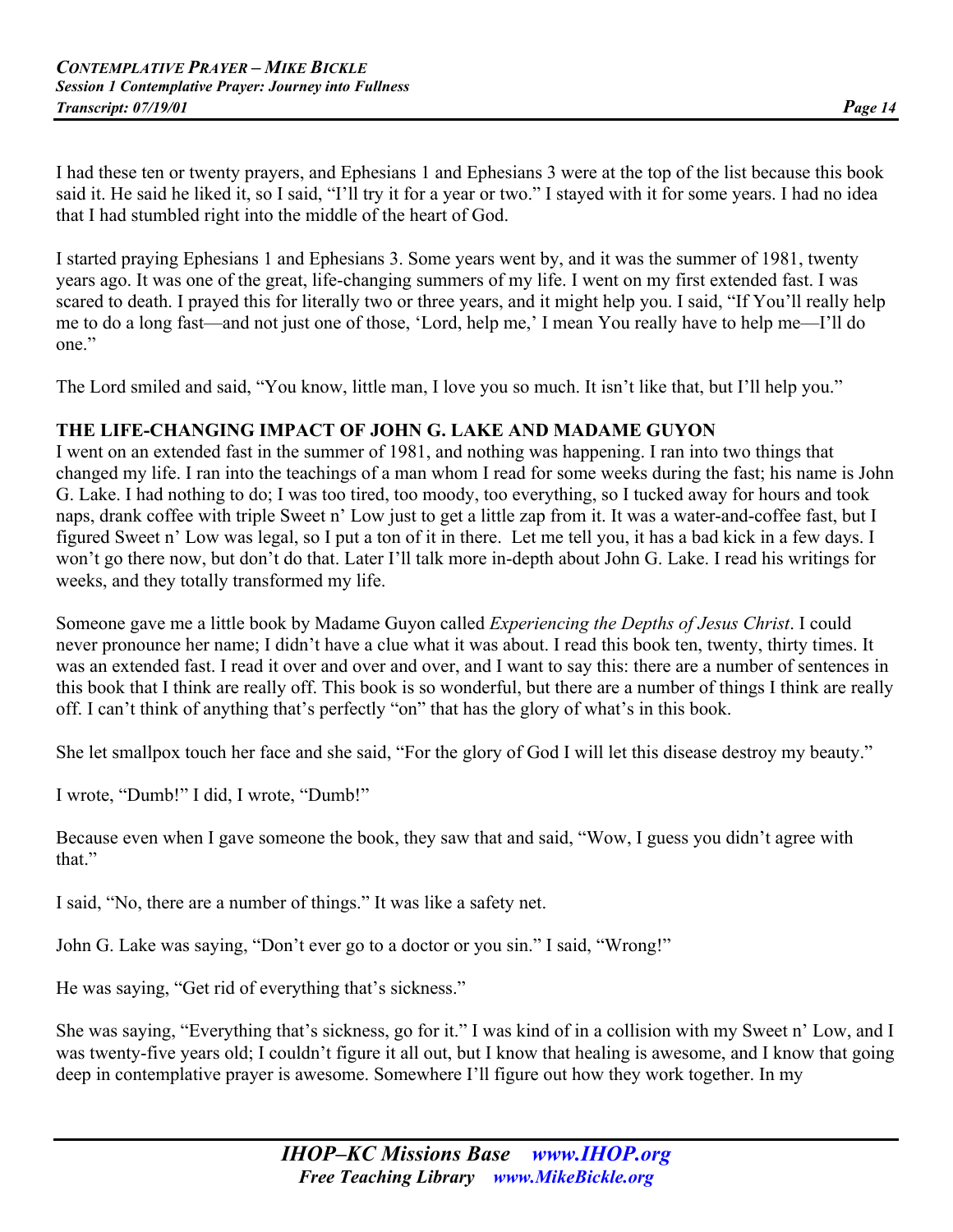I had these ten or twenty prayers, and Ephesians 1 and Ephesians 3 were at the top of the list because this book said it. He said he liked it, so I said, "I'll try it for a year or two." I stayed with it for some years. I had no idea that I had stumbled right into the middle of the heart of God.

I started praying Ephesians 1 and Ephesians 3. Some years went by, and it was the summer of 1981, twenty years ago. It was one of the great, life-changing summers of my life. I went on my first extended fast. I was scared to death. I prayed this for literally two or three years, and it might help you. I said, "If You'll really help me to do a long fast—and not just one of those, 'Lord, help me,' I mean You really have to help me—I'll do one."

The Lord smiled and said, "You know, little man, I love you so much. It isn't like that, but I'll help you."

**THE LIFE-CHANGING IMPACT OF JOHN G. LAKE AND MADAME GUYON**

I went on an extended fast in the summer of 1981, and nothing was happening. I ran into two things that changed my life. I ran into the teachings of a man whom I read for some weeks during the fast; his name is John G. Lake. I had nothing to do; I was too tired, too moody, too everything, so I tucked away for hours and took naps, drank coffee with triple Sweet n' Low just to get a little zap from it. It was a water-and-coffee fast, but I figured Sweet n' Low was legal, so I put a ton of it in there. Let me tell you, it has a bad kick in a few days. I won't go there now, but don't do that. Later I'll talk more in-depth about John G. Lake. I read his writings for weeks, and they totally transformed my life.

Someone gave me a little book by Madame Guyon called *Experiencing the Depths of Jesus Christ*. I could never pronounce her name; I didn't have a clue what it was about. I read this book ten, twenty, thirty times. It was an extended fast. I read it over and over and over, and I want to say this: there are a number of sentences in this book that I think are really off. This book is so wonderful, but there are a number of things I think are really off. I can't think of anything that's perfectly "on" that has the glory of what's in this book.

She let smallpox touch her face and she said, "For the glory of God I will let this disease destroy my beauty."

I wrote, "Dumb!" I did, I wrote, "Dumb!"

Because even when I gave someone the book, they saw that and said, "Wow, I guess you didn't agree with that."

I said, "No, there are a number of things." It was like a safety net.

John G. Lake was saying, "Don't ever go to a doctor or you sin." I said, "Wrong!"

He was saying, "Get rid of everything that's sickness."

She was saying, "Everything that's sickness, go for it." I was kind of in a collision with my Sweet n' Low, and I was twenty-five years old; I couldn't figure it all out, but I know that healing is awesome, and I know that going deep in contemplative prayer is awesome. Somewhere I'll figure out how they work together. In my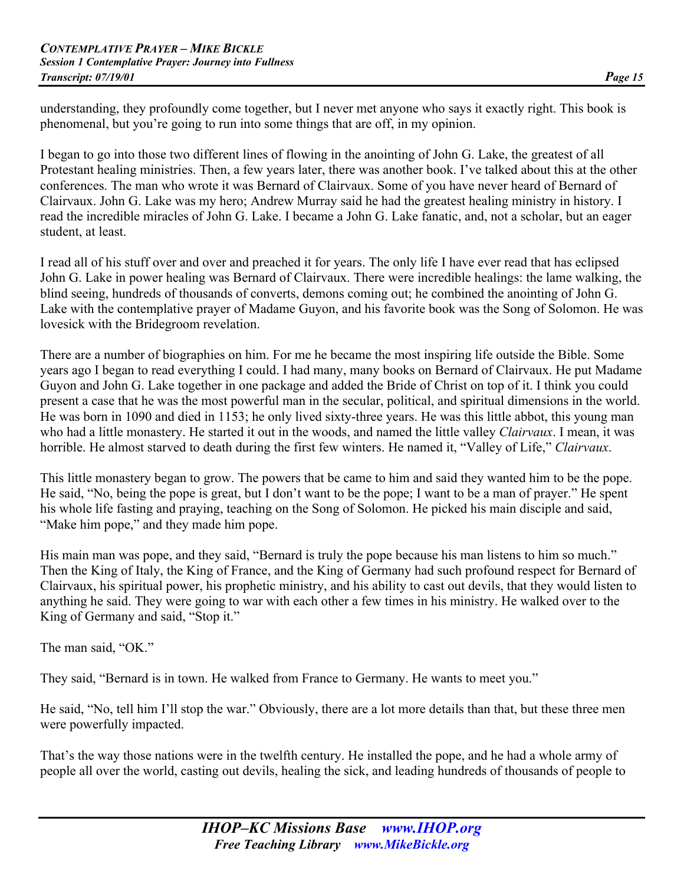understanding, they profoundly come together, but I never met anyone who says it exactly right. This book is phenomenal, but you're going to run into some things that are off, in my opinion.

I began to go into those two different lines of flowing in the anointing of John G. Lake, the greatest of all Protestant healing ministries. Then, a few years later, there was another book. I've talked about this at the other conferences. The man who wrote it was Bernard of Clairvaux. Some of you have never heard of Bernard of Clairvaux. John G. Lake was my hero; Andrew Murray said he had the greatest healing ministry in history. I read the incredible miracles of John G. Lake. I became a John G. Lake fanatic, and, not a scholar, but an eager student, at least.

I read all of his stuff over and over and preached it for years. The only life I have ever read that has eclipsed John G. Lake in power healing was Bernard of Clairvaux. There were incredible healings: the lame walking, the blind seeing, hundreds of thousands of converts, demons coming out; he combined the anointing of John G. Lake with the contemplative prayer of Madame Guyon, and his favorite book was the Song of Solomon. He was lovesick with the Bridegroom revelation.

There are a number of biographies on him. For me he became the most inspiring life outside the Bible. Some years ago I began to read everything I could. I had many, many books on Bernard of Clairvaux. He put Madame Guyon and John G. Lake together in one package and added the Bride of Christ on top of it. I think you could present a case that he was the most powerful man in the secular, political, and spiritual dimensions in the world. He was born in 1090 and died in 1153; he only lived sixty-three years. He was this little abbot, this young man who had a little monastery. He started it out in the woods, and named the little valley *Clairvaux*. I mean, it was horrible. He almost starved to death during the first few winters. He named it, "Valley of Life," *Clairvaux*.

This little monastery began to grow. The powers that be came to him and said they wanted him to be the pope. He said, "No, being the pope is great, but I don't want to be the pope; I want to be a man of prayer." He spent his whole life fasting and praying, teaching on the Song of Solomon. He picked his main disciple and said, "Make him pope," and they made him pope.

His main man was pope, and they said, "Bernard is truly the pope because his man listens to him so much." Then the King of Italy, the King of France, and the King of Germany had such profound respect for Bernard of Clairvaux, his spiritual power, his prophetic ministry, and his ability to cast out devils, that they would listen to anything he said. They were going to war with each other a few times in his ministry. He walked over to the King of Germany and said, "Stop it."

The man said, "OK."

They said, "Bernard is in town. He walked from France to Germany. He wants to meet you."

He said, "No, tell him I'll stop the war." Obviously, there are a lot more details than that, but these three men were powerfully impacted.

That's the way those nations were in the twelfth century. He installed the pope, and he had a whole army of people all over the world, casting out devils, healing the sick, and leading hundreds of thousands of people to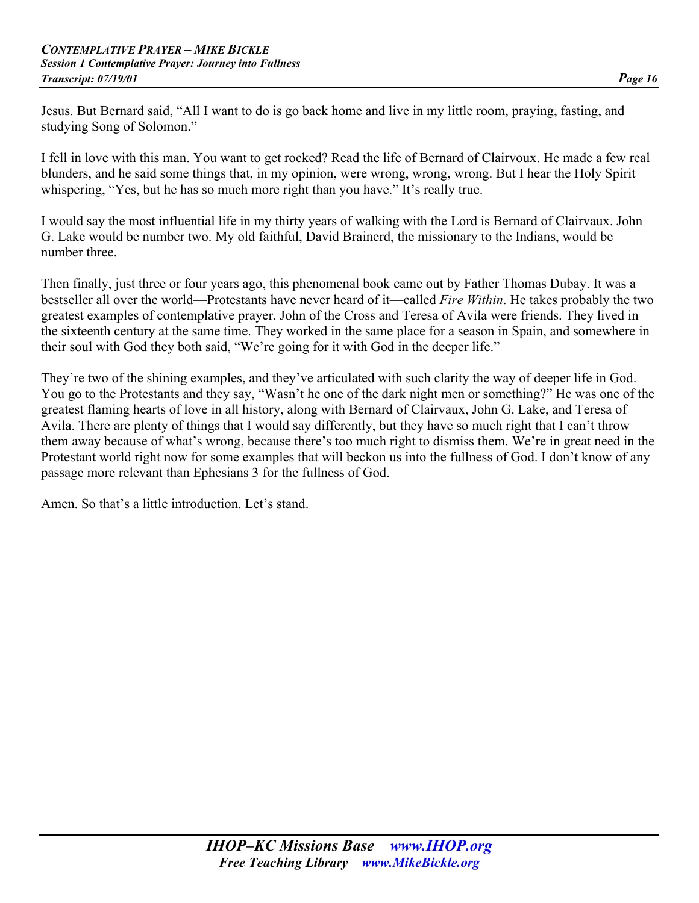Jesus. But Bernard said, “All I want to do is go back home and live in my little room, praying, fasting, and studying Song of Solomon.”

I fell in love with this man. You want to get rocked? Read the life of Bernard of Clairvoux. He made a few real blunders, and he said some things that, in my opinion, were wrong, wrong, wrong. But I hear the Holy Spirit whispering, “Yes, but he has so much more right than you have.” It’s really true.

I would say the most influential life in my thirty years of walking with the Lord is Bernard of Clairvaux. John G. Lake would be number two. My old faithful, David Brainerd, the missionary to the Indians, would be number three.

Then finally, just three or four years ago, this phenomenal book came out by Father Thomas Dubay. It was a bestseller all over the world—Protestants have never heard of it—called *Fire Within*. He takes probably the two greatest examples of contemplative prayer. John of the Cross and Teresa of Avila were friends. They lived in the sixteenth century at the same time. They worked in the same place for a season in Spain, and somewhere in their soul with God they both said, “We’re going for it with God in the deeper life.”

They’re two of the shining examples, and they’ve articulated with such clarity the way of deeper life in God. You go to the Protestants and they say, “Wasn’t he one of the dark night men or something?” He was one of the greatest flaming hearts of love in all history, along with Bernard of Clairvaux, John G. Lake, and Teresa of Avila. There are plenty of things that I would say differently, but they have so much right that I can’t throw them away because of what’s wrong, because there’s too much right to dismiss them. We’re in great need in the Protestant world right now for some examples that will beckon us into the fullness of God. I don’t know of any passage more relevant than Ephesians 3 for the fullness of God.

Amen. So that’s a little introduction. Let’s stand.